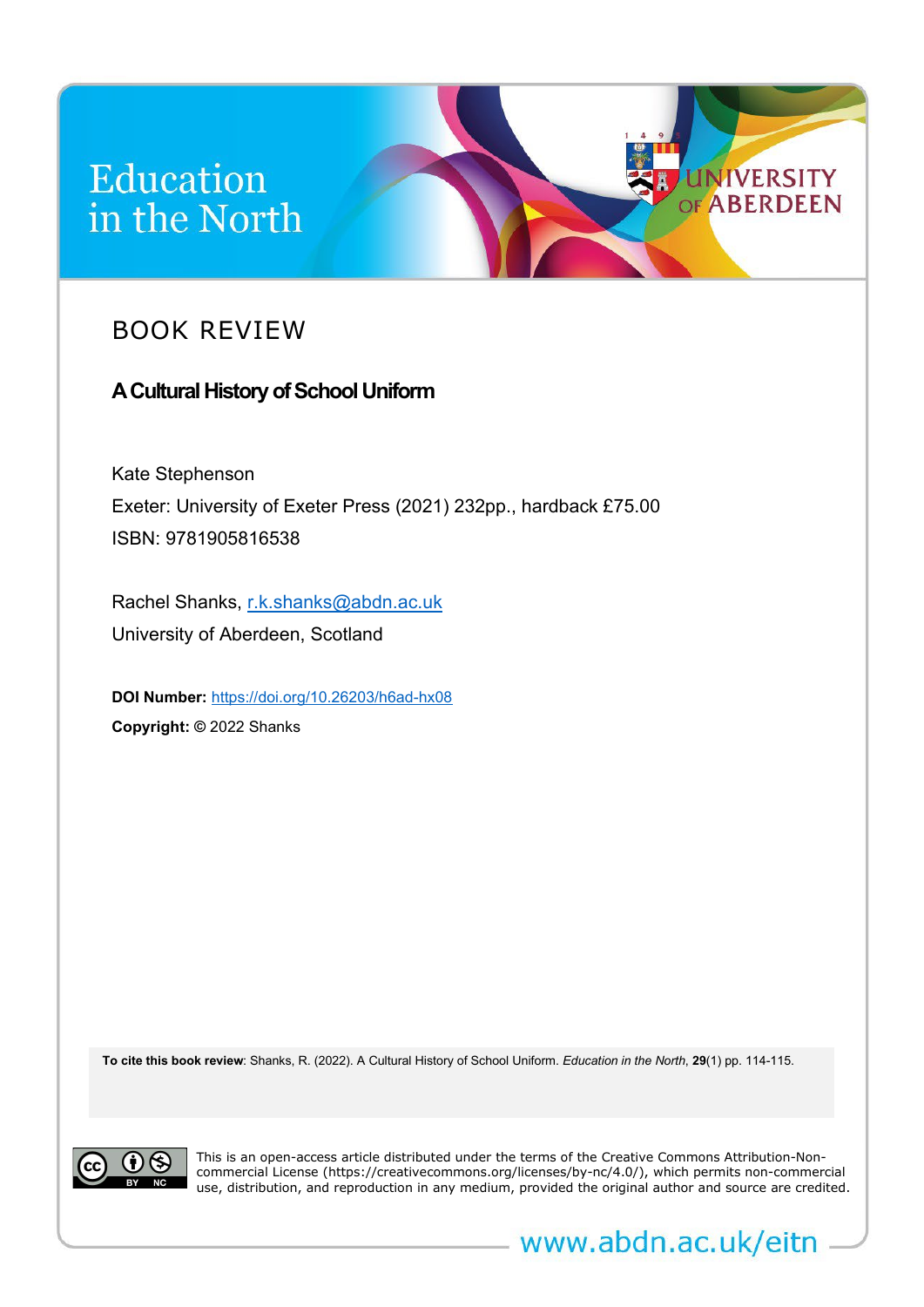Education in the North

# BOOK REVIEW

## A Cultural History of School Uniform

Kate Stephenson
Exeter: University of Exeter Press (2021) 232pp., hardback £75.00
ISBN: 9781905816538

Rachel Shanks, r.k.shanks@abdn.ac.uk
University of Aberdeen, Scotland

**DOI Number:** https://doi.org/10.26203/h6ad-hx08
**Copyright:** © 2022 Shanks

**To cite this book review**: Shanks, R. (2022). A Cultural History of School Uniform. *Education in the North*, **29**(1) pp. 114-115.

This is an open-access article distributed under the terms of the Creative Commons Attribution-Non-commercial License (https://creativecommons.org/licenses/by-nc/4.0/), which permits non-commercial use, distribution, and reproduction in any medium, provided the original author and source are credited.

www.abdn.ac.uk/eitn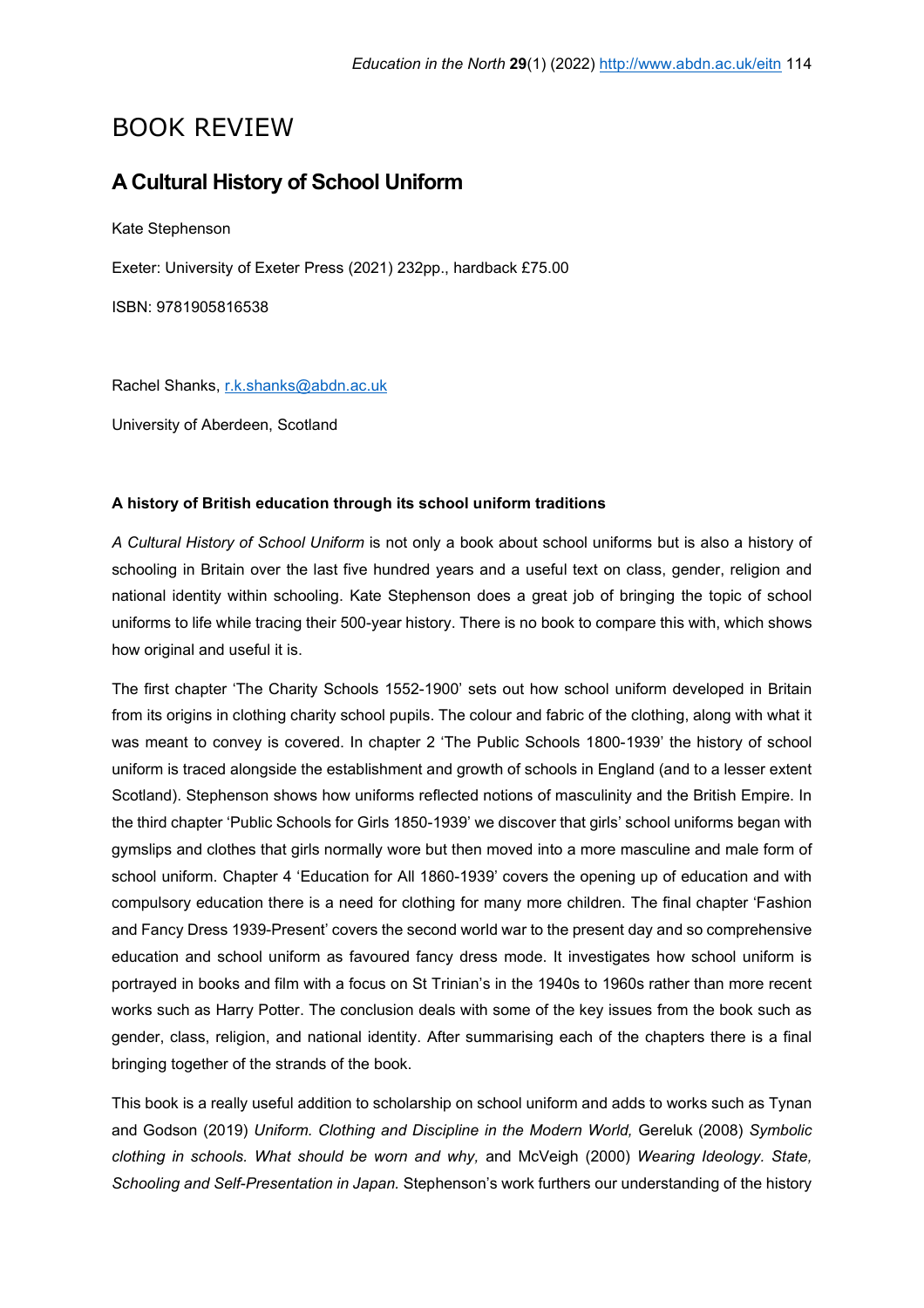# BOOK REVIEW

## A Cultural History of School Uniform

Kate Stephenson

Exeter: University of Exeter Press (2021) 232pp., hardback £75.00

ISBN: 9781905816538

Rachel Shanks, r.k.shanks@abdn.ac.uk

University of Aberdeen, Scotland

### A history of British education through its school uniform traditions

*A Cultural History of School Uniform* is not only a book about school uniforms but is also a history of schooling in Britain over the last five hundred years and a useful text on class, gender, religion and national identity within schooling. Kate Stephenson does a great job of bringing the topic of school uniforms to life while tracing their 500-year history. There is no book to compare this with, which shows how original and useful it is.

The first chapter 'The Charity Schools 1552-1900' sets out how school uniform developed in Britain from its origins in clothing charity school pupils. The colour and fabric of the clothing, along with what it was meant to convey is covered. In chapter 2 'The Public Schools 1800-1939' the history of school uniform is traced alongside the establishment and growth of schools in England (and to a lesser extent Scotland). Stephenson shows how uniforms reflected notions of masculinity and the British Empire. In the third chapter 'Public Schools for Girls 1850-1939' we discover that girls' school uniforms began with gymslips and clothes that girls normally wore but then moved into a more masculine and male form of school uniform. Chapter 4 'Education for All 1860-1939' covers the opening up of education and with compulsory education there is a need for clothing for many more children. The final chapter 'Fashion and Fancy Dress 1939-Present' covers the second world war to the present day and so comprehensive education and school uniform as favoured fancy dress mode. It investigates how school uniform is portrayed in books and film with a focus on St Trinian's in the 1940s to 1960s rather than more recent works such as Harry Potter. The conclusion deals with some of the key issues from the book such as gender, class, religion, and national identity. After summarising each of the chapters there is a final bringing together of the strands of the book.

This book is a really useful addition to scholarship on school uniform and adds to works such as Tynan and Godson (2019) *Uniform. Clothing and Discipline in the Modern World,* Gereluk (2008) *Symbolic clothing in schools. What should be worn and why,* and McVeigh (2000) *Wearing Ideology. State, Schooling and Self-Presentation in Japan.* Stephenson's work furthers our understanding of the history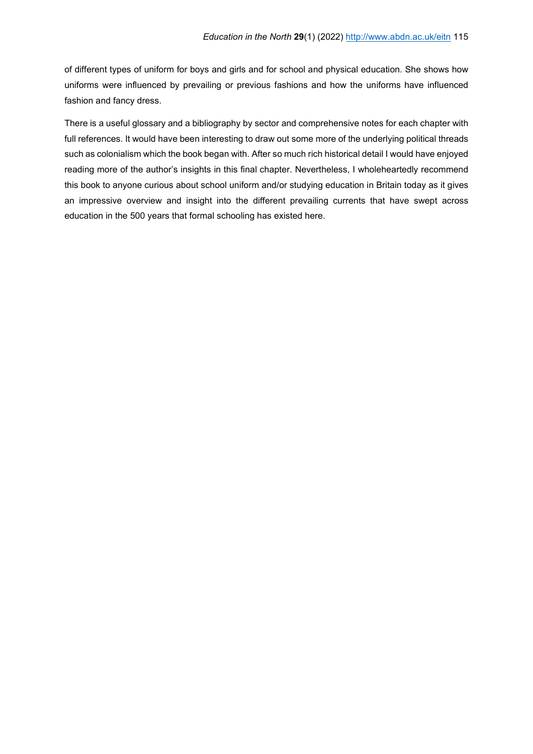of different types of uniform for boys and girls and for school and physical education. She shows how uniforms were influenced by prevailing or previous fashions and how the uniforms have influenced fashion and fancy dress.

There is a useful glossary and a bibliography by sector and comprehensive notes for each chapter with full references. It would have been interesting to draw out some more of the underlying political threads such as colonialism which the book began with. After so much rich historical detail I would have enjoyed reading more of the author's insights in this final chapter. Nevertheless, I wholeheartedly recommend this book to anyone curious about school uniform and/or studying education in Britain today as it gives an impressive overview and insight into the different prevailing currents that have swept across education in the 500 years that formal schooling has existed here.